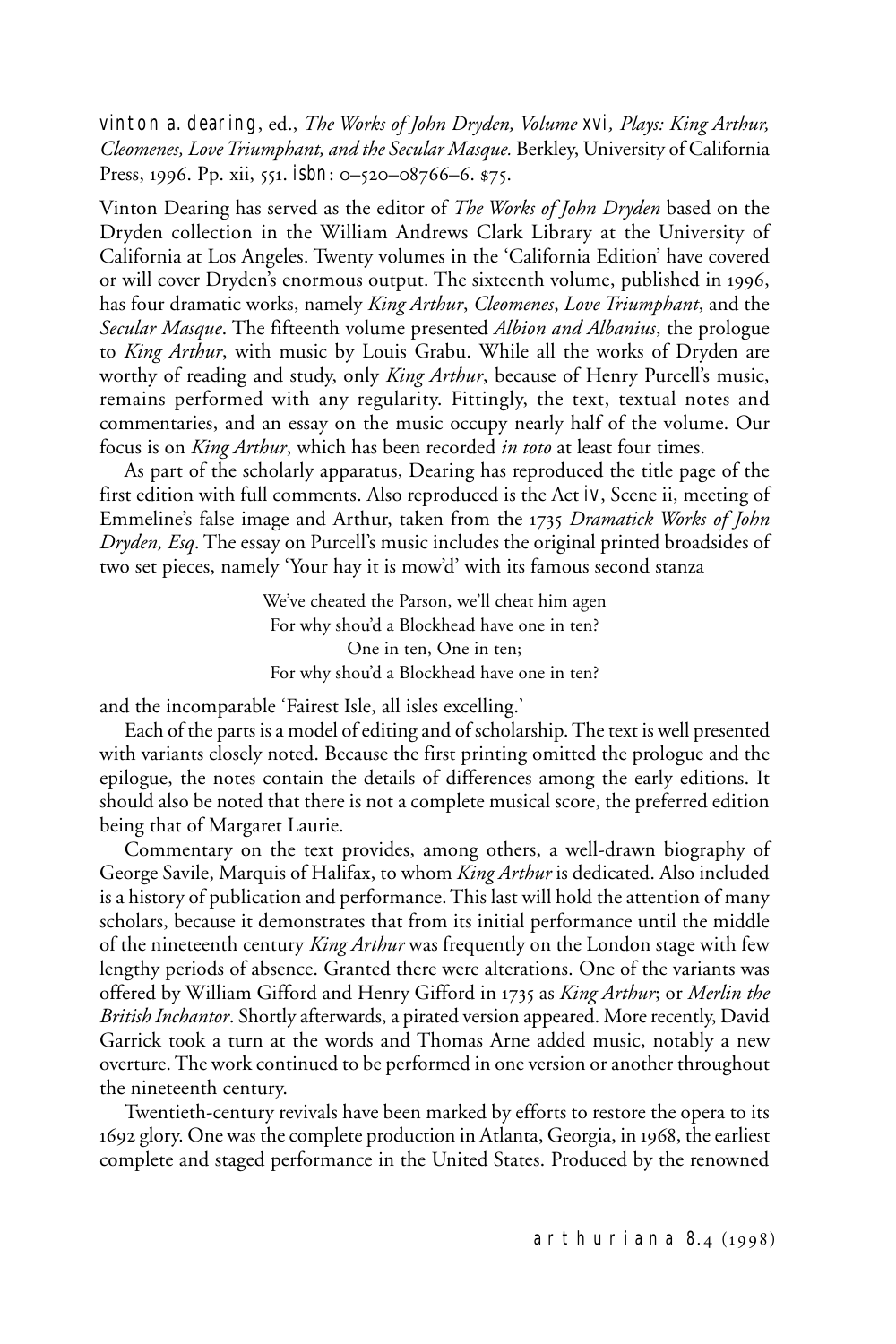VINTON A. DEARING, ed., *The Works of John Dryden, Volume XVI, Plays: King Arthur, Cleomenes, Love Triumphant, and the Secular Masque.* Berkley, University of California Press, 1996. Pp. xii, 551. ISBN: 0–520–08766–6. $75.

Vinton Dearing has served as the editor of *The Works of John Dryden* based on the Dryden collection in the William Andrews Clark Library at the University of California at Los Angeles. Twenty volumes in the 'California Edition' have covered or will cover Dryden's enormous output. The sixteenth volume, published in 1996, has four dramatic works, namely *King Arthur*, *Cleomenes*, *Love Triumphant*, and the *Secular Masque*. The fifteenth volume presented *Albion and Albanius*, the prologue to *King Arthur*, with music by Louis Grabu. While all the works of Dryden are worthy of reading and study, only *King Arthur*, because of Henry Purcell's music, remains performed with any regularity. Fittingly, the text, textual notes and commentaries, and an essay on the music occupy nearly half of the volume. Our focus is on *King Arthur*, which has been recorded *in toto* at least four times.

As part of the scholarly apparatus, Dearing has reproduced the title page of the first edition with full comments. Also reproduced is the Act IV, Scene ii, meeting of Emmeline's false image and Arthur, taken from the 1735 *Dramatick Works of John Dryden, Esq*. The essay on Purcell's music includes the original printed broadsides of two set pieces, namely 'Your hay it is mow'd' with its famous second stanza

> We've cheated the Parson, we'll cheat him agen
> For why shou'd a Blockhead have one in ten?
> One in ten, One in ten;
> For why shou'd a Blockhead have one in ten?

and the incomparable 'Fairest Isle, all isles excelling.'

Each of the parts is a model of editing and of scholarship. The text is well presented with variants closely noted. Because the first printing omitted the prologue and the epilogue, the notes contain the details of differences among the early editions. It should also be noted that there is not a complete musical score, the preferred edition being that of Margaret Laurie.

Commentary on the text provides, among others, a well-drawn biography of George Savile, Marquis of Halifax, to whom *King Arthur* is dedicated. Also included is a history of publication and performance. This last will hold the attention of many scholars, because it demonstrates that from its initial performance until the middle of the nineteenth century *King Arthur* was frequently on the London stage with few lengthy periods of absence. Granted there were alterations. One of the variants was offered by William Gifford and Henry Gifford in 1735 as *King Arthur*; or *Merlin the British Inchantor*. Shortly afterwards, a pirated version appeared. More recently, David Garrick took a turn at the words and Thomas Arne added music, notably a new overture. The work continued to be performed in one version or another throughout the nineteenth century.

Twentieth-century revivals have been marked by efforts to restore the opera to its 1692 glory. One was the complete production in Atlanta, Georgia, in 1968, the earliest complete and staged performance in the United States. Produced by the renowned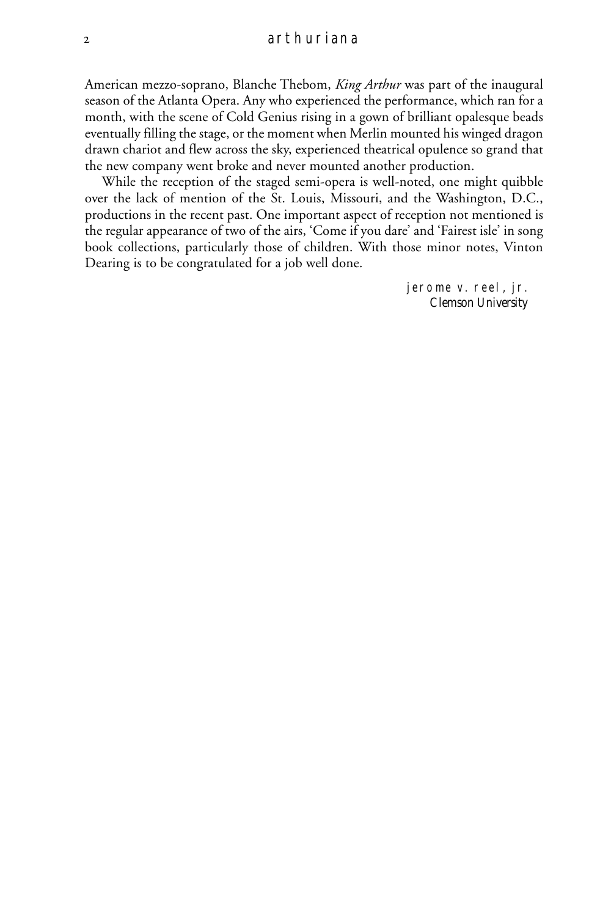American mezzo-soprano, Blanche Thebom, *King Arthur* was part of the inaugural season of the Atlanta Opera. Any who experienced the performance, which ran for a month, with the scene of Cold Genius rising in a gown of brilliant opalesque beads eventually filling the stage, or the moment when Merlin mounted his winged dragon drawn chariot and flew across the sky, experienced theatrical opulence so grand that the new company went broke and never mounted another production.

While the reception of the staged semi-opera is well-noted, one might quibble over the lack of mention of the St. Louis, Missouri, and the Washington, D.C., productions in the recent past. One important aspect of reception not mentioned is the regular appearance of two of the airs, 'Come if you dare' and 'Fairest isle' in song book collections, particularly those of children. With those minor notes, Vinton Dearing is to be congratulated for a job well done.

jerome v. reel, jr.
*Clemson University*